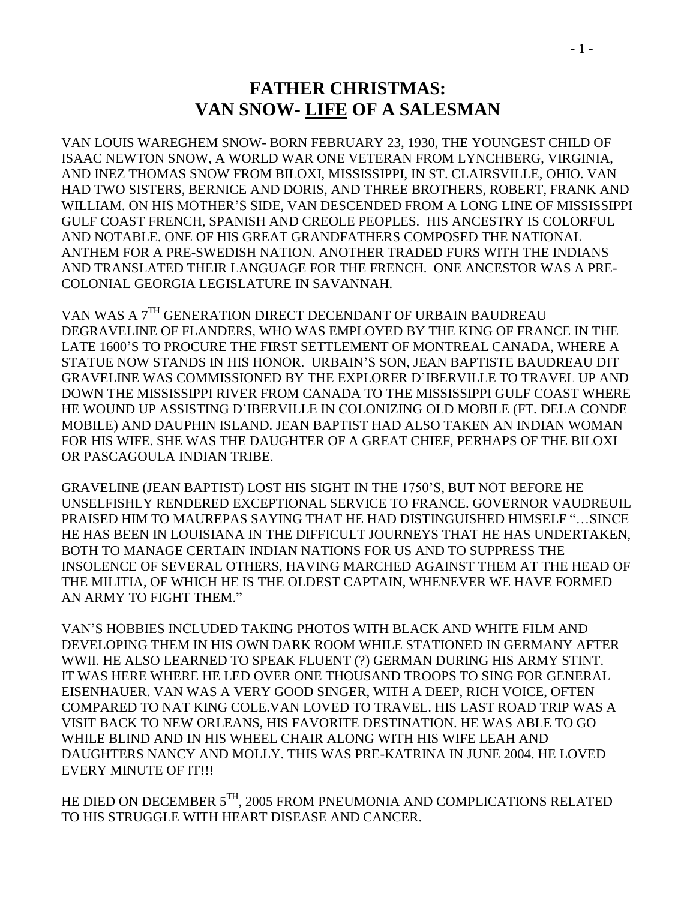# FATHER CHRISTMAS:
# VAN SNOW- LIFE OF A SALESMAN

VAN LOUIS WAREGHEM SNOW- BORN FEBRUARY 23, 1930, THE YOUNGEST CHILD OF ISAAC NEWTON SNOW, A WORLD WAR ONE VETERAN FROM LYNCHBERG, VIRGINIA, AND INEZ THOMAS SNOW FROM BILOXI, MISSISSIPPI, IN ST. CLAIRSVILLE, OHIO. VAN HAD TWO SISTERS, BERNICE AND DORIS, AND THREE BROTHERS, ROBERT, FRANK AND WILLIAM. ON HIS MOTHER'S SIDE, VAN DESCENDED FROM A LONG LINE OF MISSISSIPPI GULF COAST FRENCH, SPANISH AND CREOLE PEOPLES. HIS ANCESTRY IS COLORFUL AND NOTABLE. ONE OF HIS GREAT GRANDFATHERS COMPOSED THE NATIONAL ANTHEM FOR A PRE-SWEDISH NATION. ANOTHER TRADED FURS WITH THE INDIANS AND TRANSLATED THEIR LANGUAGE FOR THE FRENCH. ONE ANCESTOR WAS A PRE-COLONIAL GEORGIA LEGISLATURE IN SAVANNAH.

VAN WAS A 7TH GENERATION DIRECT DECENDANT OF URBAIN BAUDREAU DEGRAVELINE OF FLANDERS, WHO WAS EMPLOYED BY THE KING OF FRANCE IN THE LATE 1600'S TO PROCURE THE FIRST SETTLEMENT OF MONTREAL CANADA, WHERE A STATUE NOW STANDS IN HIS HONOR. URBAIN'S SON, JEAN BAPTISTE BAUDREAU DIT GRAVELINE WAS COMMISSIONED BY THE EXPLORER D'IBERVILLE TO TRAVEL UP AND DOWN THE MISSISSIPPI RIVER FROM CANADA TO THE MISSISSIPPI GULF COAST WHERE HE WOUND UP ASSISTING D'IBERVILLE IN COLONIZING OLD MOBILE (FT. DELA CONDE MOBILE) AND DAUPHIN ISLAND. JEAN BAPTIST HAD ALSO TAKEN AN INDIAN WOMAN FOR HIS WIFE. SHE WAS THE DAUGHTER OF A GREAT CHIEF, PERHAPS OF THE BILOXI OR PASCAGOULA INDIAN TRIBE.

GRAVELINE (JEAN BAPTIST) LOST HIS SIGHT IN THE 1750'S, BUT NOT BEFORE HE UNSELFISHLY RENDERED EXCEPTIONAL SERVICE TO FRANCE. GOVERNOR VAUDREUIL PRAISED HIM TO MAUREPAS SAYING THAT HE HAD DISTINGUISHED HIMSELF "…SINCE HE HAS BEEN IN LOUISIANA IN THE DIFFICULT JOURNEYS THAT HE HAS UNDERTAKEN, BOTH TO MANAGE CERTAIN INDIAN NATIONS FOR US AND TO SUPPRESS THE INSOLENCE OF SEVERAL OTHERS, HAVING MARCHED AGAINST THEM AT THE HEAD OF THE MILITIA, OF WHICH HE IS THE OLDEST CAPTAIN, WHENEVER WE HAVE FORMED AN ARMY TO FIGHT THEM."

VAN'S HOBBIES INCLUDED TAKING PHOTOS WITH BLACK AND WHITE FILM AND DEVELOPING THEM IN HIS OWN DARK ROOM WHILE STATIONED IN GERMANY AFTER WWII. HE ALSO LEARNED TO SPEAK FLUENT (?) GERMAN DURING HIS ARMY STINT. IT WAS HERE WHERE HE LED OVER ONE THOUSAND TROOPS TO SING FOR GENERAL EISENHAUER. VAN WAS A VERY GOOD SINGER, WITH A DEEP, RICH VOICE, OFTEN COMPARED TO NAT KING COLE.VAN LOVED TO TRAVEL. HIS LAST ROAD TRIP WAS A VISIT BACK TO NEW ORLEANS, HIS FAVORITE DESTINATION. HE WAS ABLE TO GO WHILE BLIND AND IN HIS WHEEL CHAIR ALONG WITH HIS WIFE LEAH AND DAUGHTERS NANCY AND MOLLY. THIS WAS PRE-KATRINA IN JUNE 2004. HE LOVED EVERY MINUTE OF IT!!!

HE DIED ON DECEMBER 5TH, 2005 FROM PNEUMONIA AND COMPLICATIONS RELATED TO HIS STRUGGLE WITH HEART DISEASE AND CANCER.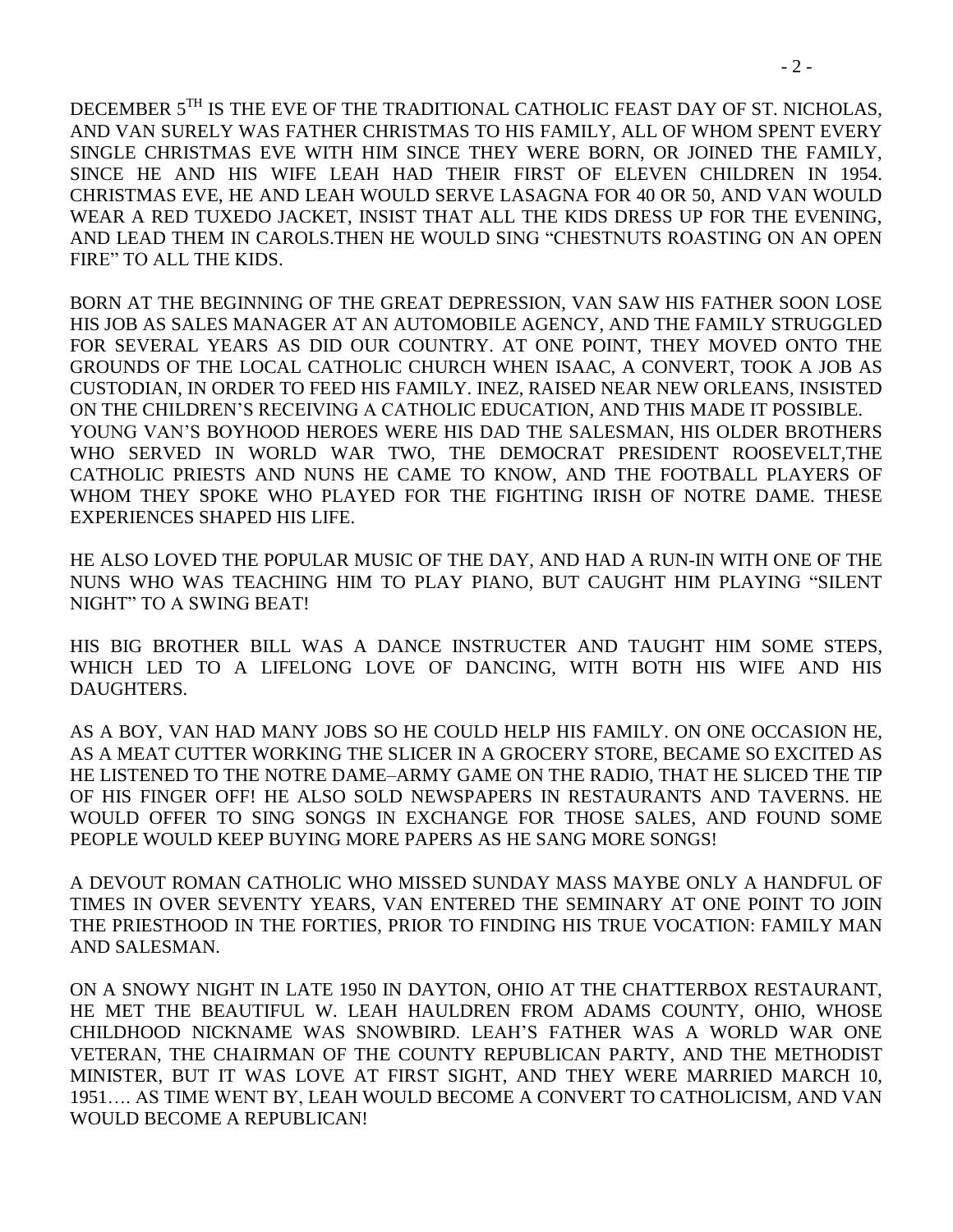DECEMBER 5TH IS THE EVE OF THE TRADITIONAL CATHOLIC FEAST DAY OF ST. NICHOLAS, AND VAN SURELY WAS FATHER CHRISTMAS TO HIS FAMILY, ALL OF WHOM SPENT EVERY SINGLE CHRISTMAS EVE WITH HIM SINCE THEY WERE BORN, OR JOINED THE FAMILY, SINCE HE AND HIS WIFE LEAH HAD THEIR FIRST OF ELEVEN CHILDREN IN 1954. CHRISTMAS EVE, HE AND LEAH WOULD SERVE LASAGNA FOR 40 OR 50, AND VAN WOULD WEAR A RED TUXEDO JACKET, INSIST THAT ALL THE KIDS DRESS UP FOR THE EVENING, AND LEAD THEM IN CAROLS.THEN HE WOULD SING "CHESTNUTS ROASTING ON AN OPEN FIRE" TO ALL THE KIDS.

BORN AT THE BEGINNING OF THE GREAT DEPRESSION, VAN SAW HIS FATHER SOON LOSE HIS JOB AS SALES MANAGER AT AN AUTOMOBILE AGENCY, AND THE FAMILY STRUGGLED FOR SEVERAL YEARS AS DID OUR COUNTRY. AT ONE POINT, THEY MOVED ONTO THE GROUNDS OF THE LOCAL CATHOLIC CHURCH WHEN ISAAC, A CONVERT, TOOK A JOB AS CUSTODIAN, IN ORDER TO FEED HIS FAMILY. INEZ, RAISED NEAR NEW ORLEANS, INSISTED ON THE CHILDREN'S RECEIVING A CATHOLIC EDUCATION, AND THIS MADE IT POSSIBLE.
YOUNG VAN'S BOYHOOD HEROES WERE HIS DAD THE SALESMAN, HIS OLDER BROTHERS WHO SERVED IN WORLD WAR TWO, THE DEMOCRAT PRESIDENT ROOSEVELT,THE CATHOLIC PRIESTS AND NUNS HE CAME TO KNOW, AND THE FOOTBALL PLAYERS OF WHOM THEY SPOKE WHO PLAYED FOR THE FIGHTING IRISH OF NOTRE DAME. THESE EXPERIENCES SHAPED HIS LIFE.

HE ALSO LOVED THE POPULAR MUSIC OF THE DAY, AND HAD A RUN-IN WITH ONE OF THE NUNS WHO WAS TEACHING HIM TO PLAY PIANO, BUT CAUGHT HIM PLAYING "SILENT NIGHT" TO A SWING BEAT!

HIS BIG BROTHER BILL WAS A DANCE INSTRUCTER AND TAUGHT HIM SOME STEPS, WHICH LED TO A LIFELONG LOVE OF DANCING, WITH BOTH HIS WIFE AND HIS DAUGHTERS.

AS A BOY, VAN HAD MANY JOBS SO HE COULD HELP HIS FAMILY. ON ONE OCCASION HE, AS A MEAT CUTTER WORKING THE SLICER IN A GROCERY STORE, BECAME SO EXCITED AS HE LISTENED TO THE NOTRE DAME–ARMY GAME ON THE RADIO, THAT HE SLICED THE TIP OF HIS FINGER OFF! HE ALSO SOLD NEWSPAPERS IN RESTAURANTS AND TAVERNS. HE WOULD OFFER TO SING SONGS IN EXCHANGE FOR THOSE SALES, AND FOUND SOME PEOPLE WOULD KEEP BUYING MORE PAPERS AS HE SANG MORE SONGS!

A DEVOUT ROMAN CATHOLIC WHO MISSED SUNDAY MASS MAYBE ONLY A HANDFUL OF TIMES IN OVER SEVENTY YEARS, VAN ENTERED THE SEMINARY AT ONE POINT TO JOIN THE PRIESTHOOD IN THE FORTIES, PRIOR TO FINDING HIS TRUE VOCATION: FAMILY MAN AND SALESMAN.

ON A SNOWY NIGHT IN LATE 1950 IN DAYTON, OHIO AT THE CHATTERBOX RESTAURANT, HE MET THE BEAUTIFUL W. LEAH HAULDREN FROM ADAMS COUNTY, OHIO, WHOSE CHILDHOOD NICKNAME WAS SNOWBIRD. LEAH'S FATHER WAS A WORLD WAR ONE VETERAN, THE CHAIRMAN OF THE COUNTY REPUBLICAN PARTY, AND THE METHODIST MINISTER, BUT IT WAS LOVE AT FIRST SIGHT, AND THEY WERE MARRIED MARCH 10, 1951…. AS TIME WENT BY, LEAH WOULD BECOME A CONVERT TO CATHOLICISM, AND VAN WOULD BECOME A REPUBLICAN!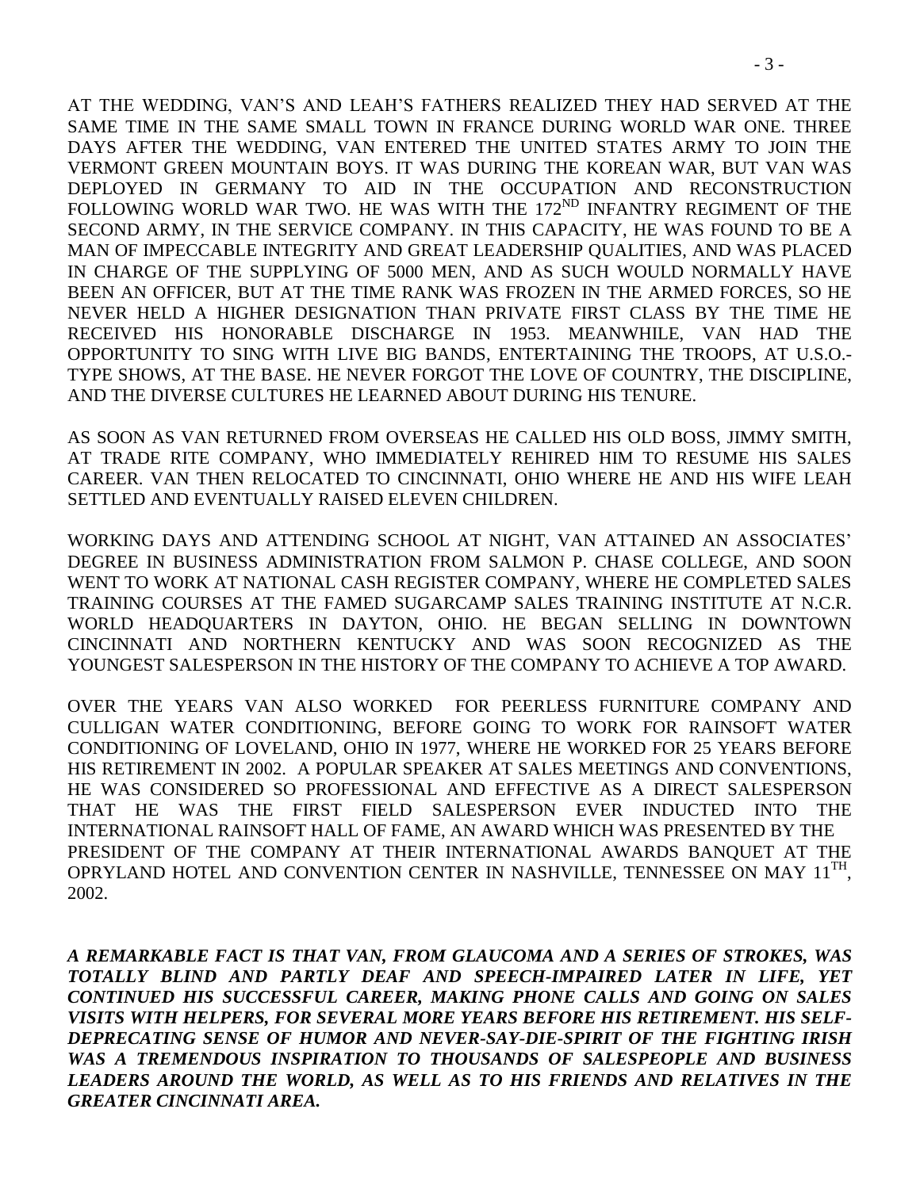AT THE WEDDING, VAN'S AND LEAH'S FATHERS REALIZED THEY HAD SERVED AT THE SAME TIME IN THE SAME SMALL TOWN IN FRANCE DURING WORLD WAR ONE. THREE DAYS AFTER THE WEDDING, VAN ENTERED THE UNITED STATES ARMY TO JOIN THE VERMONT GREEN MOUNTAIN BOYS. IT WAS DURING THE KOREAN WAR, BUT VAN WAS DEPLOYED IN GERMANY TO AID IN THE OCCUPATION AND RECONSTRUCTION FOLLOWING WORLD WAR TWO. HE WAS WITH THE 172ND INFANTRY REGIMENT OF THE SECOND ARMY, IN THE SERVICE COMPANY. IN THIS CAPACITY, HE WAS FOUND TO BE A MAN OF IMPECCABLE INTEGRITY AND GREAT LEADERSHIP QUALITIES, AND WAS PLACED IN CHARGE OF THE SUPPLYING OF 5000 MEN, AND AS SUCH WOULD NORMALLY HAVE BEEN AN OFFICER, BUT AT THE TIME RANK WAS FROZEN IN THE ARMED FORCES, SO HE NEVER HELD A HIGHER DESIGNATION THAN PRIVATE FIRST CLASS BY THE TIME HE RECEIVED HIS HONORABLE DISCHARGE IN 1953. MEANWHILE, VAN HAD THE OPPORTUNITY TO SING WITH LIVE BIG BANDS, ENTERTAINING THE TROOPS, AT U.S.O.-TYPE SHOWS, AT THE BASE. HE NEVER FORGOT THE LOVE OF COUNTRY, THE DISCIPLINE, AND THE DIVERSE CULTURES HE LEARNED ABOUT DURING HIS TENURE.

AS SOON AS VAN RETURNED FROM OVERSEAS HE CALLED HIS OLD BOSS, JIMMY SMITH, AT TRADE RITE COMPANY, WHO IMMEDIATELY REHIRED HIM TO RESUME HIS SALES CAREER. VAN THEN RELOCATED TO CINCINNATI, OHIO WHERE HE AND HIS WIFE LEAH SETTLED AND EVENTUALLY RAISED ELEVEN CHILDREN.

WORKING DAYS AND ATTENDING SCHOOL AT NIGHT, VAN ATTAINED AN ASSOCIATES' DEGREE IN BUSINESS ADMINISTRATION FROM SALMON P. CHASE COLLEGE, AND SOON WENT TO WORK AT NATIONAL CASH REGISTER COMPANY, WHERE HE COMPLETED SALES TRAINING COURSES AT THE FAMED SUGARCAMP SALES TRAINING INSTITUTE AT N.C.R. WORLD HEADQUARTERS IN DAYTON, OHIO. HE BEGAN SELLING IN DOWNTOWN CINCINNATI AND NORTHERN KENTUCKY AND WAS SOON RECOGNIZED AS THE YOUNGEST SALESPERSON IN THE HISTORY OF THE COMPANY TO ACHIEVE A TOP AWARD.

OVER THE YEARS VAN ALSO WORKED FOR PEERLESS FURNITURE COMPANY AND CULLIGAN WATER CONDITIONING, BEFORE GOING TO WORK FOR RAINSOFT WATER CONDITIONING OF LOVELAND, OHIO IN 1977, WHERE HE WORKED FOR 25 YEARS BEFORE HIS RETIREMENT IN 2002. A POPULAR SPEAKER AT SALES MEETINGS AND CONVENTIONS, HE WAS CONSIDERED SO PROFESSIONAL AND EFFECTIVE AS A DIRECT SALESPERSON THAT HE WAS THE FIRST FIELD SALESPERSON EVER INDUCTED INTO THE INTERNATIONAL RAINSOFT HALL OF FAME, AN AWARD WHICH WAS PRESENTED BY THE PRESIDENT OF THE COMPANY AT THEIR INTERNATIONAL AWARDS BANQUET AT THE OPRYLAND HOTEL AND CONVENTION CENTER IN NASHVILLE, TENNESSEE ON MAY 11TH, 2002.

***A REMARKABLE FACT IS THAT VAN, FROM GLAUCOMA AND A SERIES OF STROKES, WAS TOTALLY BLIND AND PARTLY DEAF AND SPEECH-IMPAIRED LATER IN LIFE, YET CONTINUED HIS SUCCESSFUL CAREER, MAKING PHONE CALLS AND GOING ON SALES VISITS WITH HELPERS, FOR SEVERAL MORE YEARS BEFORE HIS RETIREMENT. HIS SELF-DEPRECATING SENSE OF HUMOR AND NEVER-SAY-DIE-SPIRIT OF THE FIGHTING IRISH WAS A TREMENDOUS INSPIRATION TO THOUSANDS OF SALESPEOPLE AND BUSINESS LEADERS AROUND THE WORLD, AS WELL AS TO HIS FRIENDS AND RELATIVES IN THE GREATER CINCINNATI AREA.***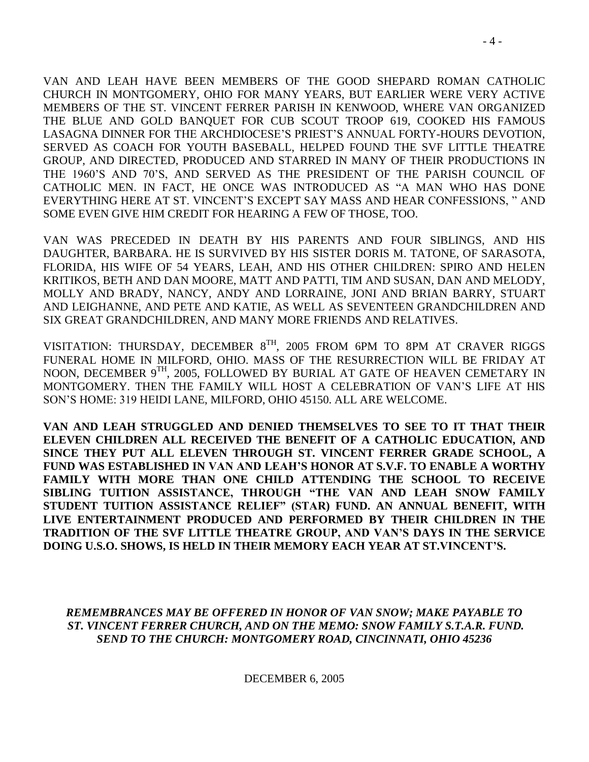VAN AND LEAH HAVE BEEN MEMBERS OF THE GOOD SHEPARD ROMAN CATHOLIC CHURCH IN MONTGOMERY, OHIO FOR MANY YEARS, BUT EARLIER WERE VERY ACTIVE MEMBERS OF THE ST. VINCENT FERRER PARISH IN KENWOOD, WHERE VAN ORGANIZED THE BLUE AND GOLD BANQUET FOR CUB SCOUT TROOP 619, COOKED HIS FAMOUS LASAGNA DINNER FOR THE ARCHDIOCESE'S PRIEST'S ANNUAL FORTY-HOURS DEVOTION, SERVED AS COACH FOR YOUTH BASEBALL, HELPED FOUND THE SVF LITTLE THEATRE GROUP, AND DIRECTED, PRODUCED AND STARRED IN MANY OF THEIR PRODUCTIONS IN THE 1960'S AND 70'S, AND SERVED AS THE PRESIDENT OF THE PARISH COUNCIL OF CATHOLIC MEN. IN FACT, HE ONCE WAS INTRODUCED AS "A MAN WHO HAS DONE EVERYTHING HERE AT ST. VINCENT'S EXCEPT SAY MASS AND HEAR CONFESSIONS, " AND SOME EVEN GIVE HIM CREDIT FOR HEARING A FEW OF THOSE, TOO.

VAN WAS PRECEDED IN DEATH BY HIS PARENTS AND FOUR SIBLINGS, AND HIS DAUGHTER, BARBARA. HE IS SURVIVED BY HIS SISTER DORIS M. TATONE, OF SARASOTA, FLORIDA, HIS WIFE OF 54 YEARS, LEAH, AND HIS OTHER CHILDREN: SPIRO AND HELEN KRITIKOS, BETH AND DAN MOORE, MATT AND PATTI, TIM AND SUSAN, DAN AND MELODY, MOLLY AND BRADY, NANCY, ANDY AND LORRAINE, JONI AND BRIAN BARRY, STUART AND LEIGHANNE, AND PETE AND KATIE, AS WELL AS SEVENTEEN GRANDCHILDREN AND SIX GREAT GRANDCHILDREN, AND MANY MORE FRIENDS AND RELATIVES.

VISITATION: THURSDAY, DECEMBER 8TH, 2005 FROM 6PM TO 8PM AT CRAVER RIGGS FUNERAL HOME IN MILFORD, OHIO. MASS OF THE RESURRECTION WILL BE FRIDAY AT NOON, DECEMBER 9TH, 2005, FOLLOWED BY BURIAL AT GATE OF HEAVEN CEMETARY IN MONTGOMERY. THEN THE FAMILY WILL HOST A CELEBRATION OF VAN'S LIFE AT HIS SON'S HOME: 319 HEIDI LANE, MILFORD, OHIO 45150. ALL ARE WELCOME.

**VAN AND LEAH STRUGGLED AND DENIED THEMSELVES TO SEE TO IT THAT THEIR ELEVEN CHILDREN ALL RECEIVED THE BENEFIT OF A CATHOLIC EDUCATION, AND SINCE THEY PUT ALL ELEVEN THROUGH ST. VINCENT FERRER GRADE SCHOOL, A FUND WAS ESTABLISHED IN VAN AND LEAH'S HONOR AT S.V.F. TO ENABLE A WORTHY FAMILY WITH MORE THAN ONE CHILD ATTENDING THE SCHOOL TO RECEIVE SIBLING TUITION ASSISTANCE, THROUGH "THE VAN AND LEAH SNOW FAMILY STUDENT TUITION ASSISTANCE RELIEF" (STAR) FUND. AN ANNUAL BENEFIT, WITH LIVE ENTERTAINMENT PRODUCED AND PERFORMED BY THEIR CHILDREN IN THE TRADITION OF THE SVF LITTLE THEATRE GROUP, AND VAN'S DAYS IN THE SERVICE DOING U.S.O. SHOWS, IS HELD IN THEIR MEMORY EACH YEAR AT ST.VINCENT'S.**

***REMEMBRANCES MAY BE OFFERED IN HONOR OF VAN SNOW; MAKE PAYABLE TO ST. VINCENT FERRER CHURCH, AND ON THE MEMO: SNOW FAMILY S.T.A.R. FUND. SEND TO THE CHURCH: MONTGOMERY ROAD, CINCINNATI, OHIO 45236***

DECEMBER 6, 2005